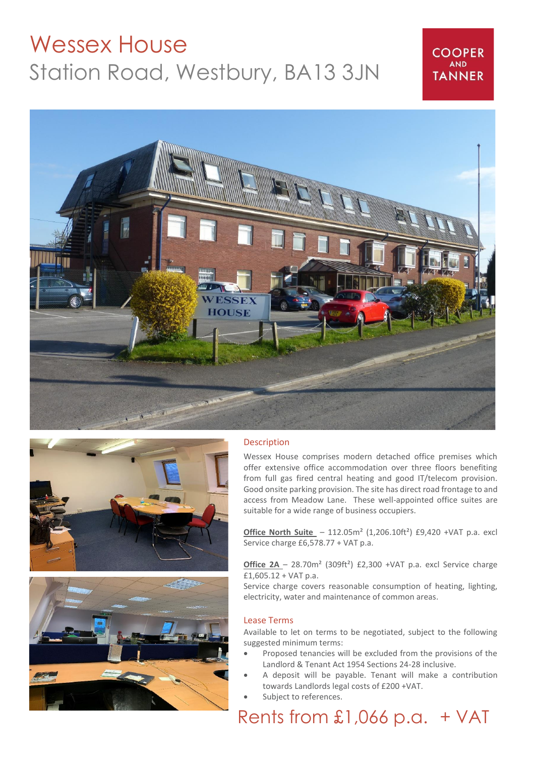# Wessex House

## Station Road, Westbury, BA13 3JN

COOPER AND TANNER

### Description

Wessex House comprises modern detached office premises which offer extensive office accommodation over three floors benefiting from full gas fired central heating and good IT/telecom provision. Good onsite parking provision. The site has direct road frontage to and access from Meadow Lane. These well-appointed office suites are suitable for a wide range of business occupiers.

**Office North Suite** – 112.05m² (1,206.10ft²) £9,420 +VAT p.a. excl Service charge £6,578.77 + VAT p.a.

**Office 2A** – 28.70m² (309ft²) £2,300 +VAT p.a. excl Service charge £1,605.12 + VAT p.a.

Service charge covers reasonable consumption of heating, lighting, electricity, water and maintenance of common areas.

### Lease Terms

Available to let on terms to be negotiated, subject to the following suggested minimum terms:

- Proposed tenancies will be excluded from the provisions of the Landlord & Tenant Act 1954 Sections 24-28 inclusive.
- A deposit will be payable. Tenant will make a contribution towards Landlords legal costs of £200 +VAT.
- Subject to references.

## Rents from £1,066 p.a. + VAT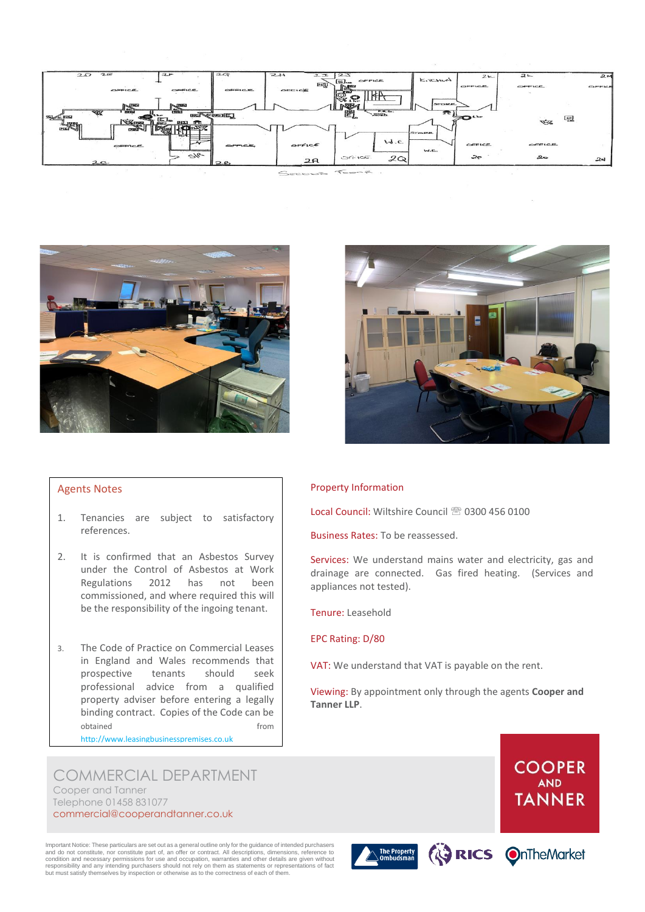## Agents Notes

1. Tenancies are subject to satisfactory references.

2. It is confirmed that an Asbestos Survey under the Control of Asbestos at Work Regulations 2012 has not been commissioned, and where required this will be the responsibility of the ingoing tenant.

3. The Code of Practice on Commercial Leases in England and Wales recommends that prospective tenants should seek professional advice from a qualified property adviser before entering a legally binding contract. Copies of the Code can be obtained from http://www.leasingbusinesspremises.co.uk

## Property Information

**Local Council:** Wiltshire Council ☏ 0300 456 0100

**Business Rates:** To be reassessed.

**Services:** We understand mains water and electricity, gas and drainage are connected. Gas fired heating. (Services and appliances not tested).

**Tenure:** Leasehold

**EPC Rating:** D/80

**VAT:** We understand that VAT is payable on the rent.

**Viewing:** By appointment only through the agents **Cooper and Tanner LLP**.

## COMMERCIAL DEPARTMENT

Cooper and Tanner
Telephone 01458 831077
commercial@cooperandtanner.co.uk

COOPER AND TANNER

Important Notice: These particulars are set out as a general outline only for the guidance of intended purchasers and do not constitute, nor constitute part of, an offer or contract. All descriptions, dimensions, reference to condition and necessary permissions for use and occupation, warranties and other details are given without responsibility and any intending purchasers should not rely on them as statements or representations of fact but must satisfy themselves by inspection or otherwise as to the correctness of each of them.

The Property Ombudsman RICS OnTheMarket